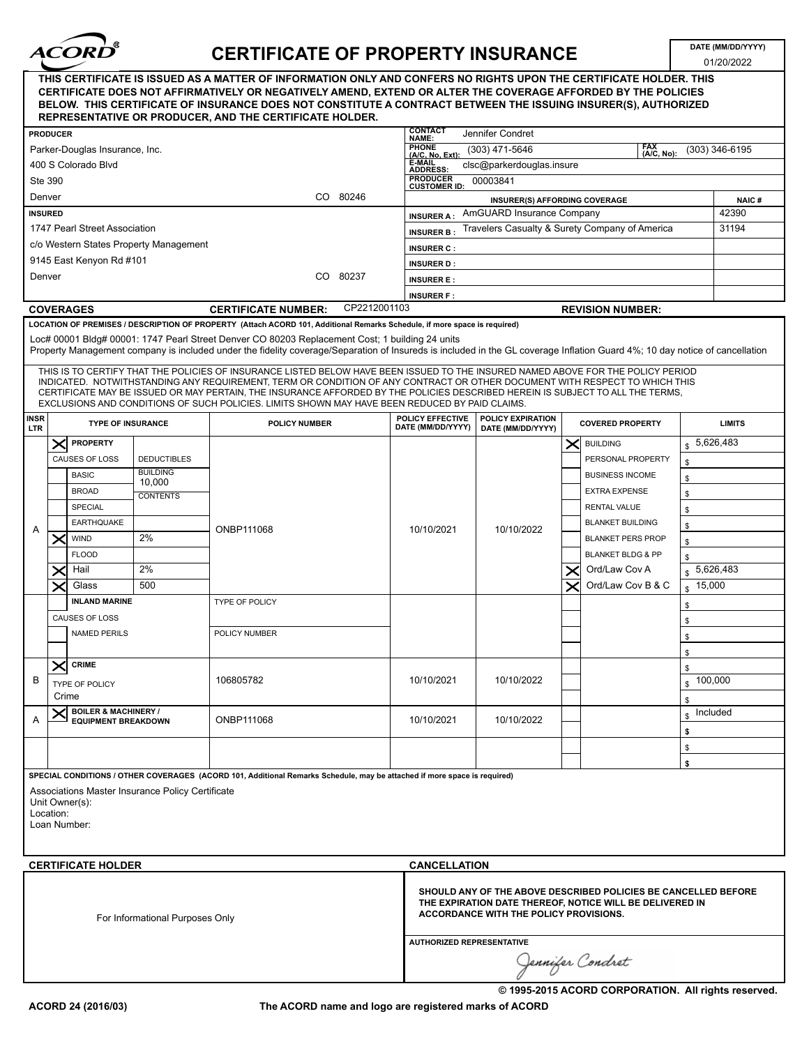# ACORD CERTIFICATE OF PROPERTY INSURANCE

DATE (MM/DD/YYYY): 01/20/2022

**THIS CERTIFICATE IS ISSUED AS A MATTER OF INFORMATION ONLY AND CONFERS NO RIGHTS UPON THE CERTIFICATE HOLDER. THIS CERTIFICATE DOES NOT AFFIRMATIVELY OR NEGATIVELY AMEND, EXTEND OR ALTER THE COVERAGE AFFORDED BY THE POLICIES BELOW. THIS CERTIFICATE OF INSURANCE DOES NOT CONSTITUTE A CONTRACT BETWEEN THE ISSUING INSURER(S), AUTHORIZED REPRESENTATIVE OR PRODUCER, AND THE CERTIFICATE HOLDER.**

**PRODUCER**
Parker-Douglas Insurance, Inc.
400 S Colorado Blvd
Ste 390
Denver CO 80246

CONTACT NAME: Jennifer Condret
PHONE (A/C, No, Ext): (303) 471-5646
FAX (A/C, No): (303) 346-6195
E-MAIL ADDRESS: clsc@parkerdouglas.insure
PRODUCER CUSTOMER ID: 00003841

**INSURED**
1747 Pearl Street Association
c/o Western States Property Management
9145 East Kenyon Rd #101
Denver CO 80237

| INSURER(S) AFFORDING COVERAGE | | NAIC # |
|---|---|---|
| INSURER A : | AmGUARD Insurance Company | 42390 |
| INSURER B : | Travelers Casualty & Surety Company of America | 31194 |
| INSURER C : | | |
| INSURER D : | | |
| INSURER E : | | |
| INSURER F : | | |

**COVERAGES** CERTIFICATE NUMBER: CP2212001103 REVISION NUMBER:

**LOCATION OF PREMISES / DESCRIPTION OF PROPERTY** (Attach ACORD 101, Additional Remarks Schedule, if more space is required)

Loc# 00001 Bldg# 00001: 1747 Pearl Street Denver CO 80203 Replacement Cost; 1 building 24 units
Property Management company is included under the fidelity coverage/Separation of Insureds is included in the GL coverage Inflation Guard 4%; 10 day notice of cancellation

THIS IS TO CERTIFY THAT THE POLICIES OF INSURANCE LISTED BELOW HAVE BEEN ISSUED TO THE INSURED NAMED ABOVE FOR THE POLICY PERIOD INDICATED. NOTWITHSTANDING ANY REQUIREMENT, TERM OR CONDITION OF ANY CONTRACT OR OTHER DOCUMENT WITH RESPECT TO WHICH THIS CERTIFICATE MAY BE ISSUED OR MAY PERTAIN, THE INSURANCE AFFORDED BY THE POLICIES DESCRIBED HEREIN IS SUBJECT TO ALL THE TERMS, EXCLUSIONS AND CONDITIONS OF SUCH POLICIES. LIMITS SHOWN MAY HAVE BEEN REDUCED BY PAID CLAIMS.

| INSR LTR | TYPE OF INSURANCE | | POLICY NUMBER | POLICY EFFECTIVE DATE (MM/DD/YYYY) | POLICY EXPIRATION DATE (MM/DD/YYYY) | COVERED PROPERTY | LIMITS |
|---|---|---|---|---|---|---|---|
| A | X PROPERTY | | ONBP111068 | 10/10/2021 | 10/10/2022 | X BUILDING | $ 5,626,483 |
| | CAUSES OF LOSS | DEDUCTIBLES | | | | PERSONAL PROPERTY | $ |
| | BASIC | BUILDING 10,000 | | | | BUSINESS INCOME | $ |
| | BROAD | CONTENTS | | | | EXTRA EXPENSE | $ |
| | SPECIAL | | | | | RENTAL VALUE | $ |
| | EARTHQUAKE | | | | | BLANKET BUILDING | $ |
| | X WIND | 2% | | | | BLANKET PERS PROP | $ |
| | FLOOD | | | | | BLANKET BLDG & PP | $ |
| | X Hail | 2% | | | | X Ord/Law Cov A | $ 5,626,483 |
| | X Glass | 500 | | | | X Ord/Law Cov B & C | $ 15,000 |
| | INLAND MARINE | | TYPE OF POLICY | | | | $ |
| | CAUSES OF LOSS | | | | | | $ |
| | NAMED PERILS | | POLICY NUMBER | | | | $ |
| | | | | | | | $ |
| B | X CRIME | | 106805782 | 10/10/2021 | 10/10/2022 | | $ |
| | TYPE OF POLICY Crime | | | | | | $ 100,000 |
| | | | | | | | $ |
| A | X BOILER & MACHINERY / EQUIPMENT BREAKDOWN | | ONBP111068 | 10/10/2021 | 10/10/2022 | | $ Included |
| | | | | | | | $ |
| | | | | | | | $ |
| | | | | | | | $ |

**SPECIAL CONDITIONS / OTHER COVERAGES** (ACORD 101, Additional Remarks Schedule, may be attached if more space is required)

Associations Master Insurance Policy Certificate
Unit Owner(s):
Location:
Loan Number:

**CERTIFICATE HOLDER**

For Informational Purposes Only

**CANCELLATION**

**SHOULD ANY OF THE ABOVE DESCRIBED POLICIES BE CANCELLED BEFORE THE EXPIRATION DATE THEREOF, NOTICE WILL BE DELIVERED IN ACCORDANCE WITH THE POLICY PROVISIONS.**

AUTHORIZED REPRESENTATIVE
Jennifer Condret

© 1995-2015 ACORD CORPORATION. All rights reserved.

ACORD 24 (2016/03) The ACORD name and logo are registered marks of ACORD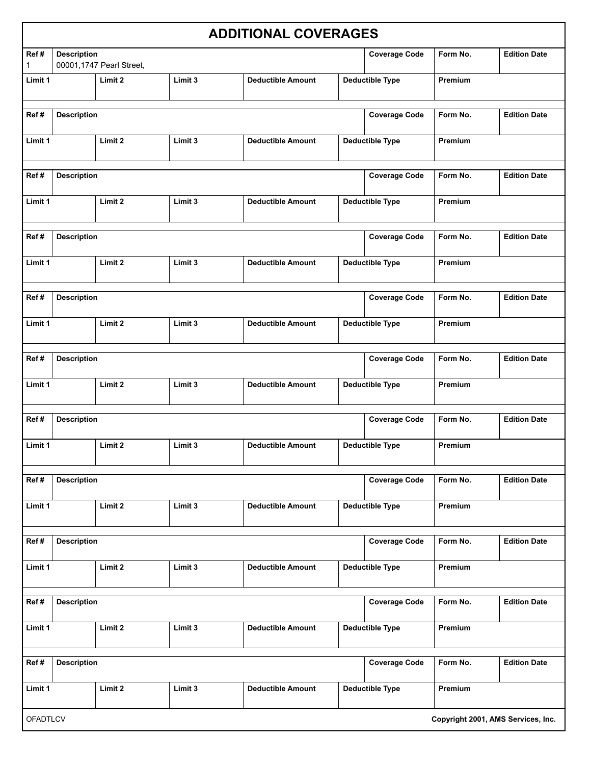# ADDITIONAL COVERAGES

| Ref # | Description | Coverage Code | Form No. | Edition Date |
|---|---|---|---|---|
| 1 | 00001,1747 Pearl Street, | | | |

| Limit 1 | Limit 2 | Limit 3 | Deductible Amount | Deductible Type | Premium |
|---|---|---|---|---|---|
| | | | | | |

| Ref # | Description | Coverage Code | Form No. | Edition Date |
|---|---|---|---|---|
| | | | | |

| Limit 1 | Limit 2 | Limit 3 | Deductible Amount | Deductible Type | Premium |
|---|---|---|---|---|---|
| | | | | | |

| Ref # | Description | Coverage Code | Form No. | Edition Date |
|---|---|---|---|---|
| | | | | |

| Limit 1 | Limit 2 | Limit 3 | Deductible Amount | Deductible Type | Premium |
|---|---|---|---|---|---|
| | | | | | |

| Ref # | Description | Coverage Code | Form No. | Edition Date |
|---|---|---|---|---|
| | | | | |

| Limit 1 | Limit 2 | Limit 3 | Deductible Amount | Deductible Type | Premium |
|---|---|---|---|---|---|
| | | | | | |

| Ref # | Description | Coverage Code | Form No. | Edition Date |
|---|---|---|---|---|
| | | | | |

| Limit 1 | Limit 2 | Limit 3 | Deductible Amount | Deductible Type | Premium |
|---|---|---|---|---|---|
| | | | | | |

| Ref # | Description | Coverage Code | Form No. | Edition Date |
|---|---|---|---|---|
| | | | | |

| Limit 1 | Limit 2 | Limit 3 | Deductible Amount | Deductible Type | Premium |
|---|---|---|---|---|---|
| | | | | | |

| Ref # | Description | Coverage Code | Form No. | Edition Date |
|---|---|---|---|---|
| | | | | |

| Limit 1 | Limit 2 | Limit 3 | Deductible Amount | Deductible Type | Premium |
|---|---|---|---|---|---|
| | | | | | |

| Ref # | Description | Coverage Code | Form No. | Edition Date |
|---|---|---|---|---|
| | | | | |

| Limit 1 | Limit 2 | Limit 3 | Deductible Amount | Deductible Type | Premium |
|---|---|---|---|---|---|
| | | | | | |

| Ref # | Description | Coverage Code | Form No. | Edition Date |
|---|---|---|---|---|
| | | | | |

| Limit 1 | Limit 2 | Limit 3 | Deductible Amount | Deductible Type | Premium |
|---|---|---|---|---|---|
| | | | | | |

| Ref # | Description | Coverage Code | Form No. | Edition Date |
|---|---|---|---|---|
| | | | | |

| Limit 1 | Limit 2 | Limit 3 | Deductible Amount | Deductible Type | Premium |
|---|---|---|---|---|---|
| | | | | | |

| Ref # | Description | Coverage Code | Form No. | Edition Date |
|---|---|---|---|---|
| | | | | |

| Limit 1 | Limit 2 | Limit 3 | Deductible Amount | Deductible Type | Premium |
|---|---|---|---|---|---|
| | | | | | |

OFADTLCV

Copyright 2001, AMS Services, Inc.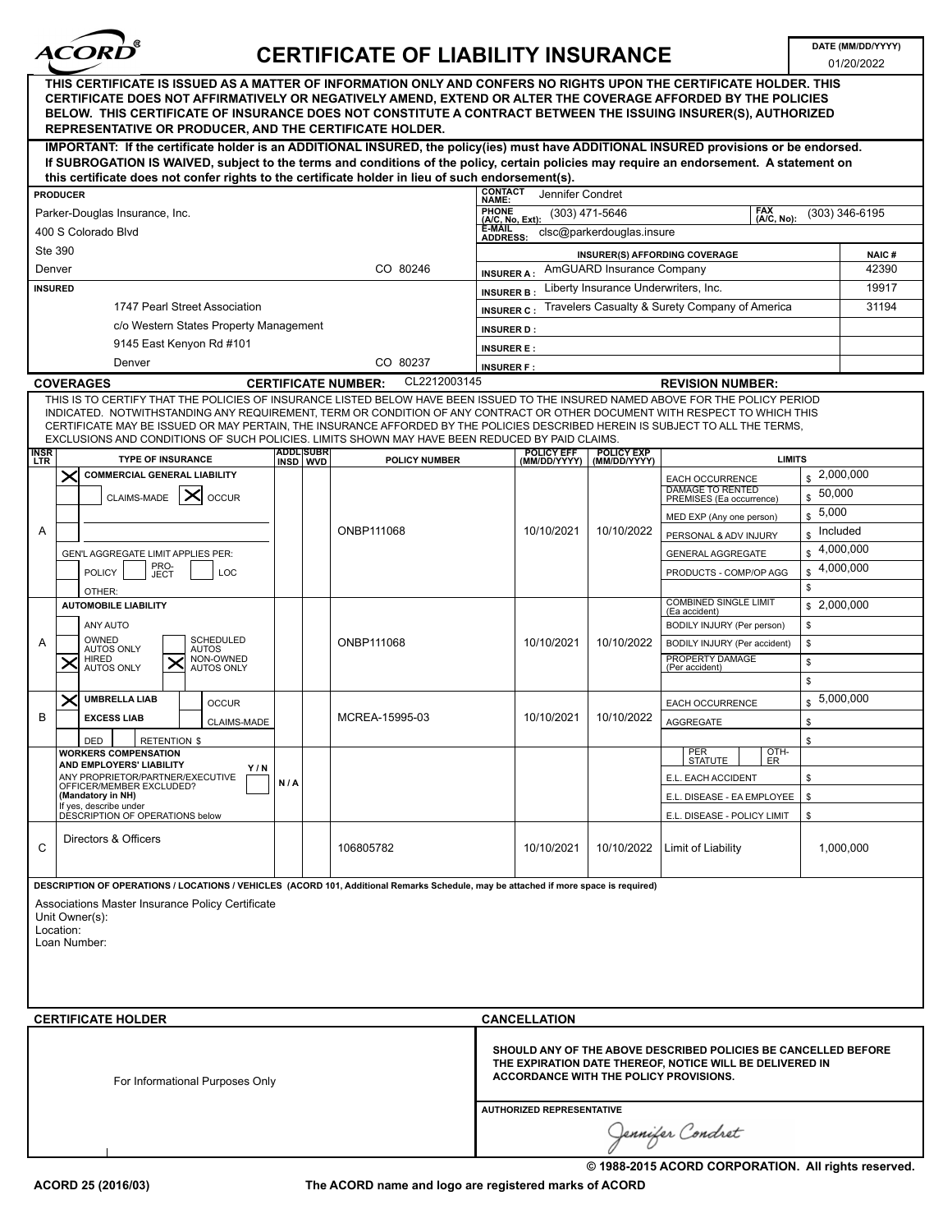# ACORD® CERTIFICATE OF LIABILITY INSURANCE

**DATE (MM/DD/YYYY):** 01/20/2022

**THIS CERTIFICATE IS ISSUED AS A MATTER OF INFORMATION ONLY AND CONFERS NO RIGHTS UPON THE CERTIFICATE HOLDER. THIS CERTIFICATE DOES NOT AFFIRMATIVELY OR NEGATIVELY AMEND, EXTEND OR ALTER THE COVERAGE AFFORDED BY THE POLICIES BELOW. THIS CERTIFICATE OF INSURANCE DOES NOT CONSTITUTE A CONTRACT BETWEEN THE ISSUING INSURER(S), AUTHORIZED REPRESENTATIVE OR PRODUCER, AND THE CERTIFICATE HOLDER.**

**IMPORTANT: If the certificate holder is an ADDITIONAL INSURED, the policy(ies) must have ADDITIONAL INSURED provisions or be endorsed. If SUBROGATION IS WAIVED, subject to the terms and conditions of the policy, certain policies may require an endorsement. A statement on this certificate does not confer rights to the certificate holder in lieu of such endorsement(s).**

| PRODUCER | |
|---|---|
| Parker-Douglas Insurance, Inc.<br>400 S Colorado Blvd<br>Ste 390<br>Denver CO 80246 | CONTACT NAME: Jennifer Condret<br>PHONE (A/C, No, Ext): (303) 471-5646 FAX (A/C, No): (303) 346-6195<br>E-MAIL ADDRESS: clsc@parkerdouglas.insure |

| INSURED |
|---|
| 1747 Pearl Street Association<br>c/o Western States Property Management<br>9145 East Kenyon Rd #101<br>Denver CO 80237 |

| INSURER(S) AFFORDING COVERAGE | | NAIC # |
|---|---|---|
| INSURER A : | AmGUARD Insurance Company | 42390 |
| INSURER B : | Liberty Insurance Underwriters, Inc. | 19917 |
| INSURER C : | Travelers Casualty & Surety Company of America | 31194 |
| INSURER D : | | |
| INSURER E : | | |
| INSURER F : | | |

## COVERAGES

**CERTIFICATE NUMBER:** CL2212003145 **REVISION NUMBER:**

THIS IS TO CERTIFY THAT THE POLICIES OF INSURANCE LISTED BELOW HAVE BEEN ISSUED TO THE INSURED NAMED ABOVE FOR THE POLICY PERIOD INDICATED. NOTWITHSTANDING ANY REQUIREMENT, TERM OR CONDITION OF ANY CONTRACT OR OTHER DOCUMENT WITH RESPECT TO WHICH THIS CERTIFICATE MAY BE ISSUED OR MAY PERTAIN, THE INSURANCE AFFORDED BY THE POLICIES DESCRIBED HEREIN IS SUBJECT TO ALL THE TERMS, EXCLUSIONS AND CONDITIONS OF SUCH POLICIES. LIMITS SHOWN MAY HAVE BEEN REDUCED BY PAID CLAIMS.

| INSR LTR | TYPE OF INSURANCE | ADDL INSD | SUBR WVD | POLICY NUMBER | POLICY EFF (MM/DD/YYYY) | POLICY EXP (MM/DD/YYYY) | LIMITS | |
|---|---|---|---|---|---|---|---|---|
| A | [X] COMMERCIAL GENERAL LIABILITY<br>CLAIMS-MADE [X] OCCUR<br>GEN'L AGGREGATE LIMIT APPLIES PER: POLICY / PRO-JECT / LOC<br>OTHER: | | | ONBP111068 | 10/10/2021 | 10/10/2022 | EACH OCCURRENCE | $ 2,000,000 |
| | | | | | | | DAMAGE TO RENTED PREMISES (Ea occurrence) | $ 50,000 |
| | | | | | | | MED EXP (Any one person) | $ 5,000 |
| | | | | | | | PERSONAL & ADV INJURY | $ Included |
| | | | | | | | GENERAL AGGREGATE | $ 4,000,000 |
| | | | | | | | PRODUCTS - COMP/OP AGG | $ 4,000,000 |
| | | | | | | | | $ |
| A | AUTOMOBILE LIABILITY<br>ANY AUTO<br>OWNED AUTOS ONLY / SCHEDULED AUTOS<br>[X] HIRED AUTOS ONLY [X] NON-OWNED AUTOS ONLY | | | ONBP111068 | 10/10/2021 | 10/10/2022 | COMBINED SINGLE LIMIT (Ea accident) | $ 2,000,000 |
| | | | | | | | BODILY INJURY (Per person) | $ |
| | | | | | | | BODILY INJURY (Per accident) | $ |
| | | | | | | | PROPERTY DAMAGE (Per accident) | $ |
| | | | | | | | | $ |
| B | [X] UMBRELLA LIAB / OCCUR<br>EXCESS LIAB / CLAIMS-MADE<br>DED / RETENTION $ | | | MCREA-15995-03 | 10/10/2021 | 10/10/2022 | EACH OCCURRENCE | $ 5,000,000 |
| | | | | | | | AGGREGATE | $ |
| | | | | | | | | $ |
| | WORKERS COMPENSATION AND EMPLOYERS' LIABILITY Y/N<br>ANY PROPRIETOR/PARTNER/EXECUTIVE OFFICER/MEMBER EXCLUDED? (Mandatory in NH)<br>If yes, describe under DESCRIPTION OF OPERATIONS below | N/A | | | | | PER STATUTE / OTH-ER | |
| | | | | | | | E.L. EACH ACCIDENT | $ |
| | | | | | | | E.L. DISEASE - EA EMPLOYEE | $ |
| | | | | | | | E.L. DISEASE - POLICY LIMIT | $ |
| C | Directors & Officers | | | 106805782 | 10/10/2021 | 10/10/2022 | Limit of Liability | 1,000,000 |

**DESCRIPTION OF OPERATIONS / LOCATIONS / VEHICLES (ACORD 101, Additional Remarks Schedule, may be attached if more space is required)**

Associations Master Insurance Policy Certificate
Unit Owner(s):
Location:
Loan Number:

| CERTIFICATE HOLDER | CANCELLATION |
|---|---|
| For Informational Purposes Only | **SHOULD ANY OF THE ABOVE DESCRIBED POLICIES BE CANCELLED BEFORE THE EXPIRATION DATE THEREOF, NOTICE WILL BE DELIVERED IN ACCORDANCE WITH THE POLICY PROVISIONS.** |
| | AUTHORIZED REPRESENTATIVE<br>Jennifer Condret |

© 1988-2015 ACORD CORPORATION. All rights reserved.

ACORD 25 (2016/03) The ACORD name and logo are registered marks of ACORD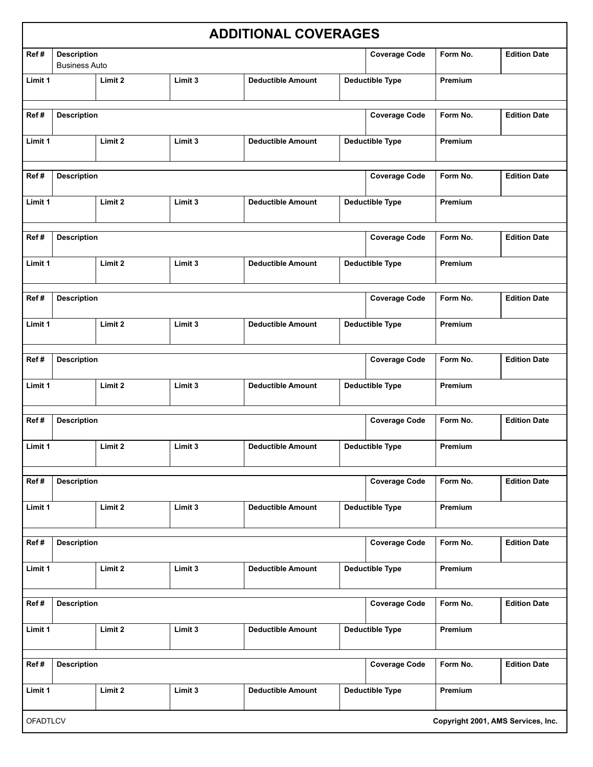# ADDITIONAL COVERAGES

| Ref # | Description | Coverage Code | Form No. | Edition Date |
|---|---|---|---|---|
| | Business Auto | | | |

| Limit 1 | Limit 2 | Limit 3 | Deductible Amount | Deductible Type | Premium |
|---|---|---|---|---|---|
| | | | | | |

| Ref # | Description | Coverage Code | Form No. | Edition Date |
|---|---|---|---|---|
| | | | | |

| Limit 1 | Limit 2 | Limit 3 | Deductible Amount | Deductible Type | Premium |
|---|---|---|---|---|---|
| | | | | | |

| Ref # | Description | Coverage Code | Form No. | Edition Date |
|---|---|---|---|---|
| | | | | |

| Limit 1 | Limit 2 | Limit 3 | Deductible Amount | Deductible Type | Premium |
|---|---|---|---|---|---|
| | | | | | |

| Ref # | Description | Coverage Code | Form No. | Edition Date |
|---|---|---|---|---|
| | | | | |

| Limit 1 | Limit 2 | Limit 3 | Deductible Amount | Deductible Type | Premium |
|---|---|---|---|---|---|
| | | | | | |

| Ref # | Description | Coverage Code | Form No. | Edition Date |
|---|---|---|---|---|
| | | | | |

| Limit 1 | Limit 2 | Limit 3 | Deductible Amount | Deductible Type | Premium |
|---|---|---|---|---|---|
| | | | | | |

| Ref # | Description | Coverage Code | Form No. | Edition Date |
|---|---|---|---|---|
| | | | | |

| Limit 1 | Limit 2 | Limit 3 | Deductible Amount | Deductible Type | Premium |
|---|---|---|---|---|---|
| | | | | | |

| Ref # | Description | Coverage Code | Form No. | Edition Date |
|---|---|---|---|---|
| | | | | |

| Limit 1 | Limit 2 | Limit 3 | Deductible Amount | Deductible Type | Premium |
|---|---|---|---|---|---|
| | | | | | |

| Ref # | Description | Coverage Code | Form No. | Edition Date |
|---|---|---|---|---|
| | | | | |

| Limit 1 | Limit 2 | Limit 3 | Deductible Amount | Deductible Type | Premium |
|---|---|---|---|---|---|
| | | | | | |

| Ref # | Description | Coverage Code | Form No. | Edition Date |
|---|---|---|---|---|
| | | | | |

| Limit 1 | Limit 2 | Limit 3 | Deductible Amount | Deductible Type | Premium |
|---|---|---|---|---|---|
| | | | | | |

| Ref # | Description | Coverage Code | Form No. | Edition Date |
|---|---|---|---|---|
| | | | | |

| Limit 1 | Limit 2 | Limit 3 | Deductible Amount | Deductible Type | Premium |
|---|---|---|---|---|---|
| | | | | | |

| Ref # | Description | Coverage Code | Form No. | Edition Date |
|---|---|---|---|---|
| | | | | |

| Limit 1 | Limit 2 | Limit 3 | Deductible Amount | Deductible Type | Premium |
|---|---|---|---|---|---|
| | | | | | |

OFADTLCV

**Copyright 2001, AMS Services, Inc.**